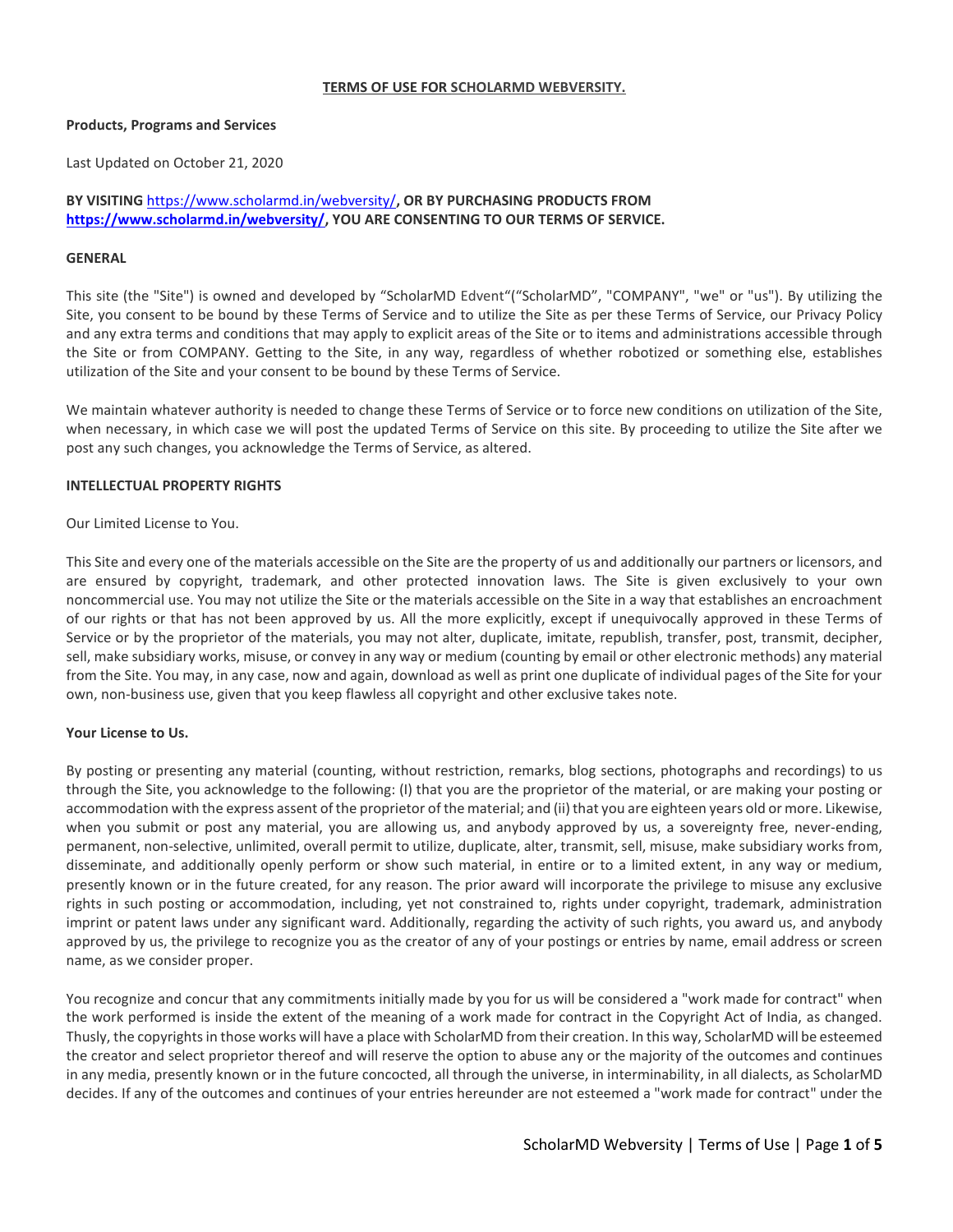# TERMS OF USE FOR SCHOLARMD WEBVERSITY.

**Products, Programs and Services**

Last Updated on October 21, 2020

**BY VISITING** https://www.scholarmd.in/webversity/**, OR BY PURCHASING PRODUCTS FROM** **https://www.scholarmd.in/webversity/, YOU ARE CONSENTING TO OUR TERMS OF SERVICE.**

**GENERAL**

This site (the "Site") is owned and developed by "ScholarMD Edvent"("ScholarMD", "COMPANY", "we" or "us"). By utilizing the Site, you consent to be bound by these Terms of Service and to utilize the Site as per these Terms of Service, our Privacy Policy and any extra terms and conditions that may apply to explicit areas of the Site or to items and administrations accessible through the Site or from COMPANY. Getting to the Site, in any way, regardless of whether robotized or something else, establishes utilization of the Site and your consent to be bound by these Terms of Service.

We maintain whatever authority is needed to change these Terms of Service or to force new conditions on utilization of the Site, when necessary, in which case we will post the updated Terms of Service on this site. By proceeding to utilize the Site after we post any such changes, you acknowledge the Terms of Service, as altered.

**INTELLECTUAL PROPERTY RIGHTS**

Our Limited License to You.

This Site and every one of the materials accessible on the Site are the property of us and additionally our partners or licensors, and are ensured by copyright, trademark, and other protected innovation laws. The Site is given exclusively to your own noncommercial use. You may not utilize the Site or the materials accessible on the Site in a way that establishes an encroachment of our rights or that has not been approved by us. All the more explicitly, except if unequivocally approved in these Terms of Service or by the proprietor of the materials, you may not alter, duplicate, imitate, republish, transfer, post, transmit, decipher, sell, make subsidiary works, misuse, or convey in any way or medium (counting by email or other electronic methods) any material from the Site. You may, in any case, now and again, download as well as print one duplicate of individual pages of the Site for your own, non-business use, given that you keep flawless all copyright and other exclusive takes note.

**Your License to Us.**

By posting or presenting any material (counting, without restriction, remarks, blog sections, photographs and recordings) to us through the Site, you acknowledge to the following: (I) that you are the proprietor of the material, or are making your posting or accommodation with the express assent of the proprietor of the material; and (ii) that you are eighteen years old or more. Likewise, when you submit or post any material, you are allowing us, and anybody approved by us, a sovereignty free, never-ending, permanent, non-selective, unlimited, overall permit to utilize, duplicate, alter, transmit, sell, misuse, make subsidiary works from, disseminate, and additionally openly perform or show such material, in entire or to a limited extent, in any way or medium, presently known or in the future created, for any reason. The prior award will incorporate the privilege to misuse any exclusive rights in such posting or accommodation, including, yet not constrained to, rights under copyright, trademark, administration imprint or patent laws under any significant ward. Additionally, regarding the activity of such rights, you award us, and anybody approved by us, the privilege to recognize you as the creator of any of your postings or entries by name, email address or screen name, as we consider proper.

You recognize and concur that any commitments initially made by you for us will be considered a "work made for contract" when the work performed is inside the extent of the meaning of a work made for contract in the Copyright Act of India, as changed. Thusly, the copyrights in those works will have a place with ScholarMD from their creation. In this way, ScholarMD will be esteemed the creator and select proprietor thereof and will reserve the option to abuse any or the majority of the outcomes and continues in any media, presently known or in the future concocted, all through the universe, in interminability, in all dialects, as ScholarMD decides. If any of the outcomes and continues of your entries hereunder are not esteemed a "work made for contract" under the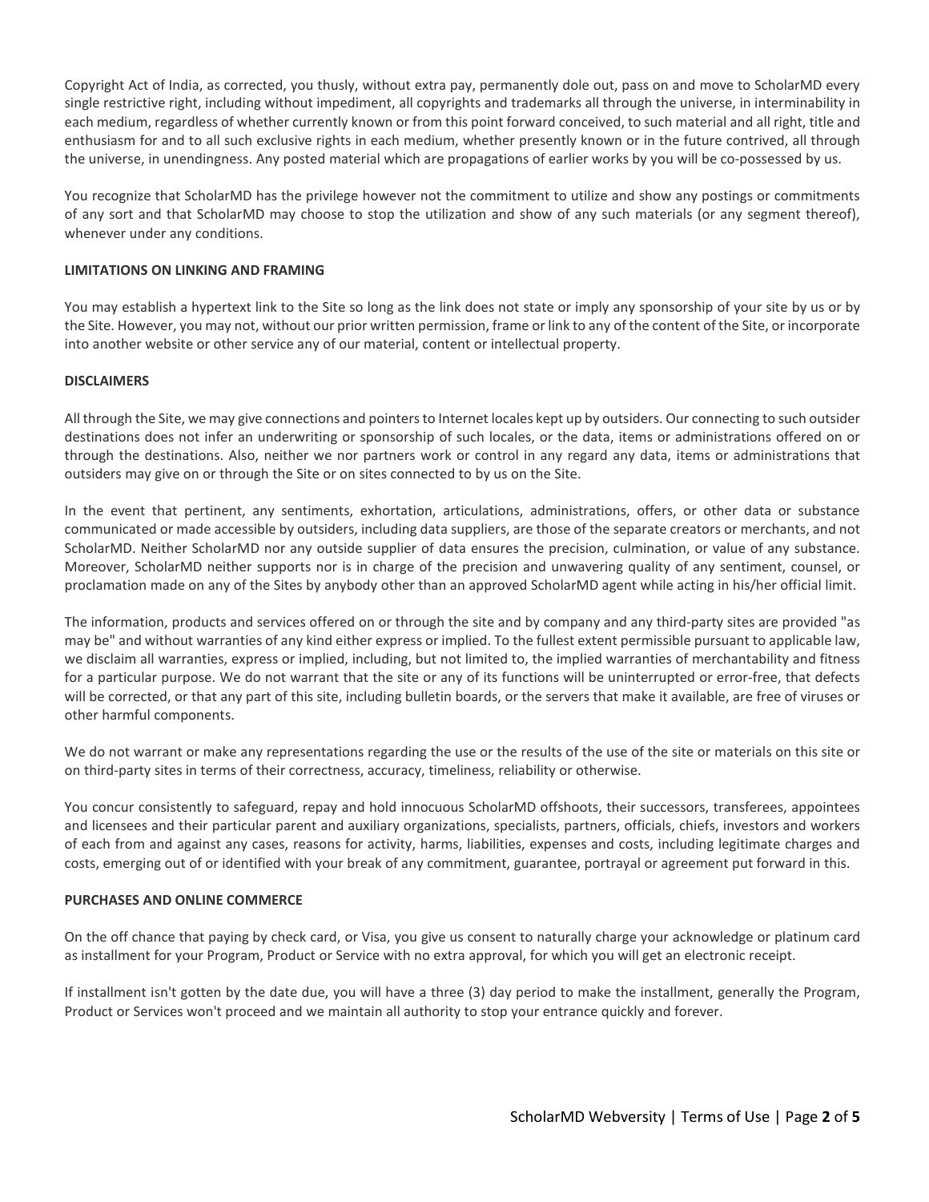Copyright Act of India, as corrected, you thusly, without extra pay, permanently dole out, pass on and move to ScholarMD every single restrictive right, including without impediment, all copyrights and trademarks all through the universe, in interminability in each medium, regardless of whether currently known or from this point forward conceived, to such material and all right, title and enthusiasm for and to all such exclusive rights in each medium, whether presently known or in the future contrived, all through the universe, in unendingness. Any posted material which are propagations of earlier works by you will be co-possessed by us.

You recognize that ScholarMD has the privilege however not the commitment to utilize and show any postings or commitments of any sort and that ScholarMD may choose to stop the utilization and show of any such materials (or any segment thereof), whenever under any conditions.

**LIMITATIONS ON LINKING AND FRAMING**

You may establish a hypertext link to the Site so long as the link does not state or imply any sponsorship of your site by us or by the Site. However, you may not, without our prior written permission, frame or link to any of the content of the Site, or incorporate into another website or other service any of our material, content or intellectual property.

**DISCLAIMERS**

All through the Site, we may give connections and pointers to Internet locales kept up by outsiders. Our connecting to such outsider destinations does not infer an underwriting or sponsorship of such locales, or the data, items or administrations offered on or through the destinations. Also, neither we nor partners work or control in any regard any data, items or administrations that outsiders may give on or through the Site or on sites connected to by us on the Site.

In the event that pertinent, any sentiments, exhortation, articulations, administrations, offers, or other data or substance communicated or made accessible by outsiders, including data suppliers, are those of the separate creators or merchants, and not ScholarMD. Neither ScholarMD nor any outside supplier of data ensures the precision, culmination, or value of any substance. Moreover, ScholarMD neither supports nor is in charge of the precision and unwavering quality of any sentiment, counsel, or proclamation made on any of the Sites by anybody other than an approved ScholarMD agent while acting in his/her official limit.

The information, products and services offered on or through the site and by company and any third-party sites are provided "as may be" and without warranties of any kind either express or implied. To the fullest extent permissible pursuant to applicable law, we disclaim all warranties, express or implied, including, but not limited to, the implied warranties of merchantability and fitness for a particular purpose. We do not warrant that the site or any of its functions will be uninterrupted or error-free, that defects will be corrected, or that any part of this site, including bulletin boards, or the servers that make it available, are free of viruses or other harmful components.

We do not warrant or make any representations regarding the use or the results of the use of the site or materials on this site or on third-party sites in terms of their correctness, accuracy, timeliness, reliability or otherwise.

You concur consistently to safeguard, repay and hold innocuous ScholarMD offshoots, their successors, transferees, appointees and licensees and their particular parent and auxiliary organizations, specialists, partners, officials, chiefs, investors and workers of each from and against any cases, reasons for activity, harms, liabilities, expenses and costs, including legitimate charges and costs, emerging out of or identified with your break of any commitment, guarantee, portrayal or agreement put forward in this.

**PURCHASES AND ONLINE COMMERCE**

On the off chance that paying by check card, or Visa, you give us consent to naturally charge your acknowledge or platinum card as installment for your Program, Product or Service with no extra approval, for which you will get an electronic receipt.

If installment isn't gotten by the date due, you will have a three (3) day period to make the installment, generally the Program, Product or Services won't proceed and we maintain all authority to stop your entrance quickly and forever.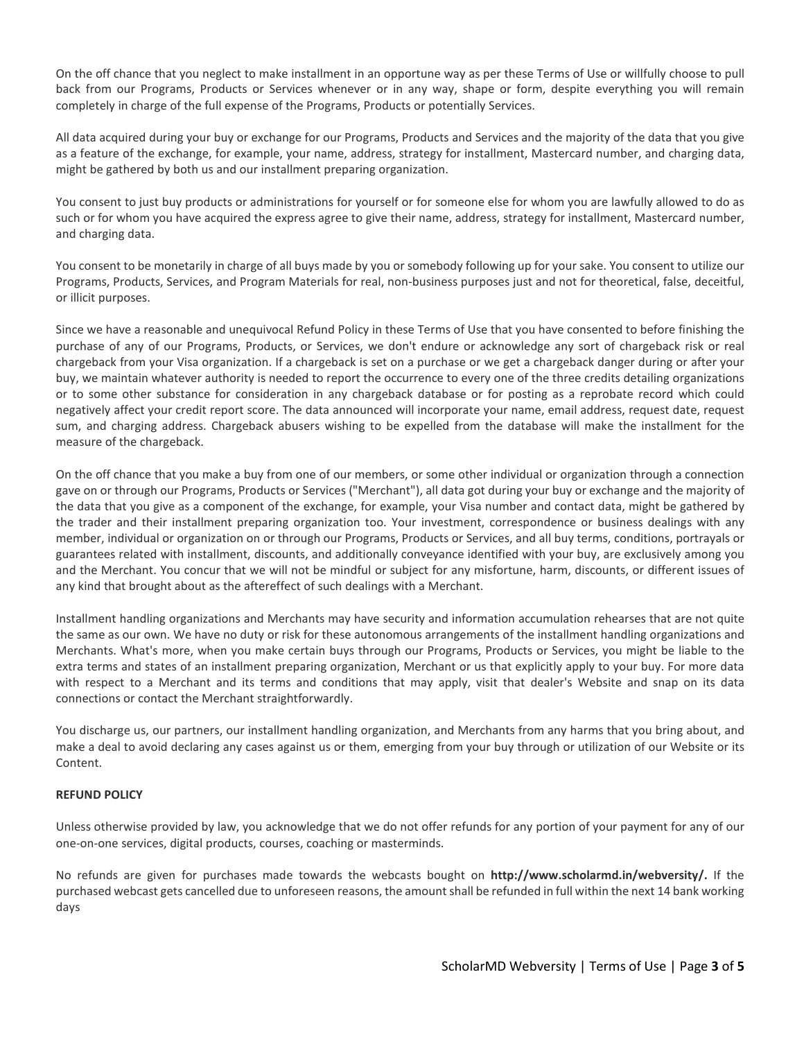On the off chance that you neglect to make installment in an opportune way as per these Terms of Use or willfully choose to pull back from our Programs, Products or Services whenever or in any way, shape or form, despite everything you will remain completely in charge of the full expense of the Programs, Products or potentially Services.

All data acquired during your buy or exchange for our Programs, Products and Services and the majority of the data that you give as a feature of the exchange, for example, your name, address, strategy for installment, Mastercard number, and charging data, might be gathered by both us and our installment preparing organization.

You consent to just buy products or administrations for yourself or for someone else for whom you are lawfully allowed to do as such or for whom you have acquired the express agree to give their name, address, strategy for installment, Mastercard number, and charging data.

You consent to be monetarily in charge of all buys made by you or somebody following up for your sake. You consent to utilize our Programs, Products, Services, and Program Materials for real, non-business purposes just and not for theoretical, false, deceitful, or illicit purposes.

Since we have a reasonable and unequivocal Refund Policy in these Terms of Use that you have consented to before finishing the purchase of any of our Programs, Products, or Services, we don't endure or acknowledge any sort of chargeback risk or real chargeback from your Visa organization. If a chargeback is set on a purchase or we get a chargeback danger during or after your buy, we maintain whatever authority is needed to report the occurrence to every one of the three credits detailing organizations or to some other substance for consideration in any chargeback database or for posting as a reprobate record which could negatively affect your credit report score. The data announced will incorporate your name, email address, request date, request sum, and charging address. Chargeback abusers wishing to be expelled from the database will make the installment for the measure of the chargeback.

On the off chance that you make a buy from one of our members, or some other individual or organization through a connection gave on or through our Programs, Products or Services ("Merchant"), all data got during your buy or exchange and the majority of the data that you give as a component of the exchange, for example, your Visa number and contact data, might be gathered by the trader and their installment preparing organization too. Your investment, correspondence or business dealings with any member, individual or organization on or through our Programs, Products or Services, and all buy terms, conditions, portrayals or guarantees related with installment, discounts, and additionally conveyance identified with your buy, are exclusively among you and the Merchant. You concur that we will not be mindful or subject for any misfortune, harm, discounts, or different issues of any kind that brought about as the aftereffect of such dealings with a Merchant.

Installment handling organizations and Merchants may have security and information accumulation rehearses that are not quite the same as our own. We have no duty or risk for these autonomous arrangements of the installment handling organizations and Merchants. What's more, when you make certain buys through our Programs, Products or Services, you might be liable to the extra terms and states of an installment preparing organization, Merchant or us that explicitly apply to your buy. For more data with respect to a Merchant and its terms and conditions that may apply, visit that dealer's Website and snap on its data connections or contact the Merchant straightforwardly.

You discharge us, our partners, our installment handling organization, and Merchants from any harms that you bring about, and make a deal to avoid declaring any cases against us or them, emerging from your buy through or utilization of our Website or its Content.

**REFUND POLICY**

Unless otherwise provided by law, you acknowledge that we do not offer refunds for any portion of your payment for any of our one-on-one services, digital products, courses, coaching or masterminds.

No refunds are given for purchases made towards the webcasts bought on **http://www.scholarmd.in/webversity/.** If the purchased webcast gets cancelled due to unforeseen reasons, the amount shall be refunded in full within the next 14 bank working days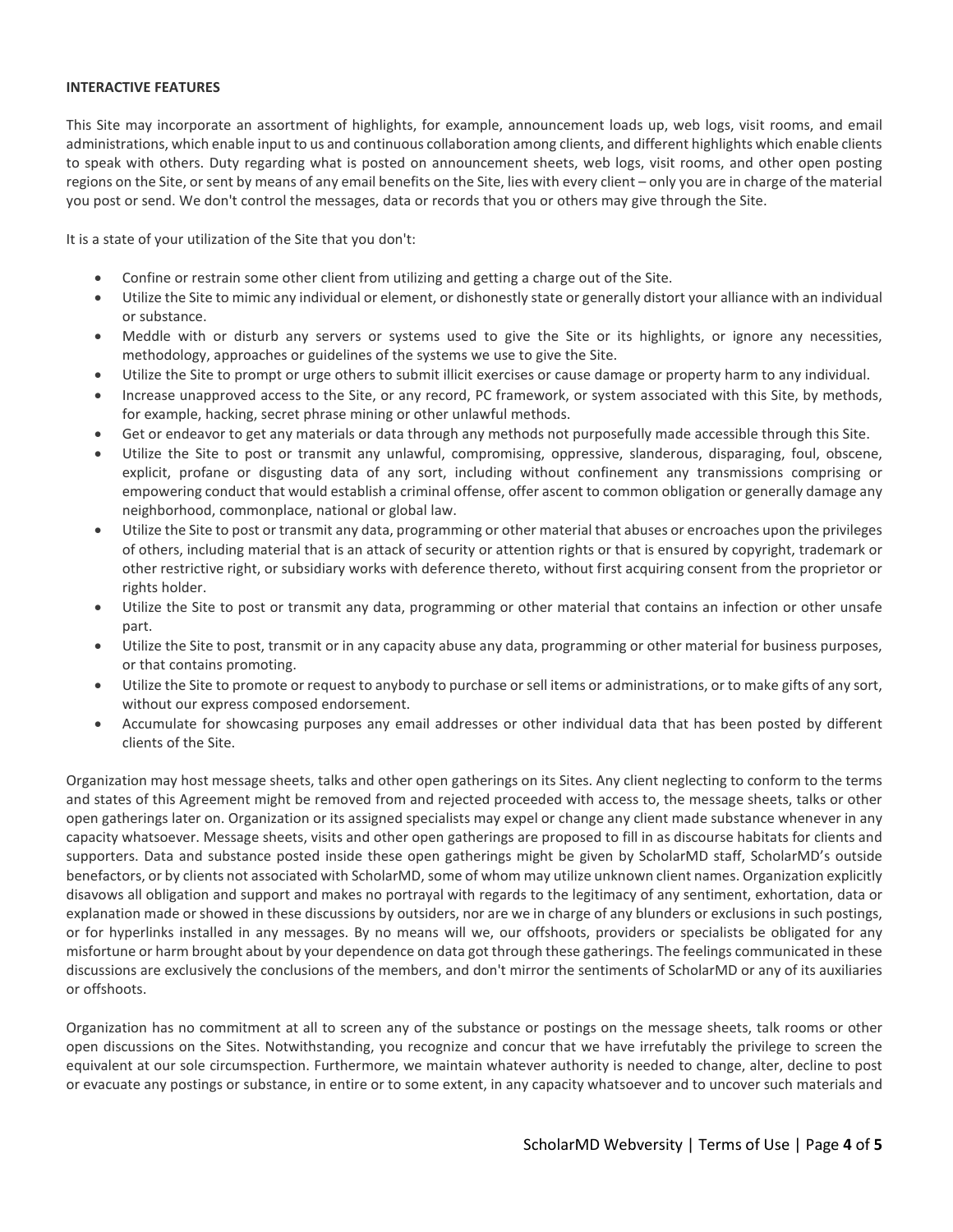**INTERACTIVE FEATURES**

This Site may incorporate an assortment of highlights, for example, announcement loads up, web logs, visit rooms, and email administrations, which enable input to us and continuous collaboration among clients, and different highlights which enable clients to speak with others. Duty regarding what is posted on announcement sheets, web logs, visit rooms, and other open posting regions on the Site, or sent by means of any email benefits on the Site, lies with every client – only you are in charge of the material you post or send. We don't control the messages, data or records that you or others may give through the Site.

It is a state of your utilization of the Site that you don't:

- Confine or restrain some other client from utilizing and getting a charge out of the Site.
- Utilize the Site to mimic any individual or element, or dishonestly state or generally distort your alliance with an individual or substance.
- Meddle with or disturb any servers or systems used to give the Site or its highlights, or ignore any necessities, methodology, approaches or guidelines of the systems we use to give the Site.
- Utilize the Site to prompt or urge others to submit illicit exercises or cause damage or property harm to any individual.
- Increase unapproved access to the Site, or any record, PC framework, or system associated with this Site, by methods, for example, hacking, secret phrase mining or other unlawful methods.
- Get or endeavor to get any materials or data through any methods not purposefully made accessible through this Site.
- Utilize the Site to post or transmit any unlawful, compromising, oppressive, slanderous, disparaging, foul, obscene, explicit, profane or disgusting data of any sort, including without confinement any transmissions comprising or empowering conduct that would establish a criminal offense, offer ascent to common obligation or generally damage any neighborhood, commonplace, national or global law.
- Utilize the Site to post or transmit any data, programming or other material that abuses or encroaches upon the privileges of others, including material that is an attack of security or attention rights or that is ensured by copyright, trademark or other restrictive right, or subsidiary works with deference thereto, without first acquiring consent from the proprietor or rights holder.
- Utilize the Site to post or transmit any data, programming or other material that contains an infection or other unsafe part.
- Utilize the Site to post, transmit or in any capacity abuse any data, programming or other material for business purposes, or that contains promoting.
- Utilize the Site to promote or request to anybody to purchase or sell items or administrations, or to make gifts of any sort, without our express composed endorsement.
- Accumulate for showcasing purposes any email addresses or other individual data that has been posted by different clients of the Site.

Organization may host message sheets, talks and other open gatherings on its Sites. Any client neglecting to conform to the terms and states of this Agreement might be removed from and rejected proceeded with access to, the message sheets, talks or other open gatherings later on. Organization or its assigned specialists may expel or change any client made substance whenever in any capacity whatsoever. Message sheets, visits and other open gatherings are proposed to fill in as discourse habitats for clients and supporters. Data and substance posted inside these open gatherings might be given by ScholarMD staff, ScholarMD's outside benefactors, or by clients not associated with ScholarMD, some of whom may utilize unknown client names. Organization explicitly disavows all obligation and support and makes no portrayal with regards to the legitimacy of any sentiment, exhortation, data or explanation made or showed in these discussions by outsiders, nor are we in charge of any blunders or exclusions in such postings, or for hyperlinks installed in any messages. By no means will we, our offshoots, providers or specialists be obligated for any misfortune or harm brought about by your dependence on data got through these gatherings. The feelings communicated in these discussions are exclusively the conclusions of the members, and don't mirror the sentiments of ScholarMD or any of its auxiliaries or offshoots.

Organization has no commitment at all to screen any of the substance or postings on the message sheets, talk rooms or other open discussions on the Sites. Notwithstanding, you recognize and concur that we have irrefutably the privilege to screen the equivalent at our sole circumspection. Furthermore, we maintain whatever authority is needed to change, alter, decline to post or evacuate any postings or substance, in entire or to some extent, in any capacity whatsoever and to uncover such materials and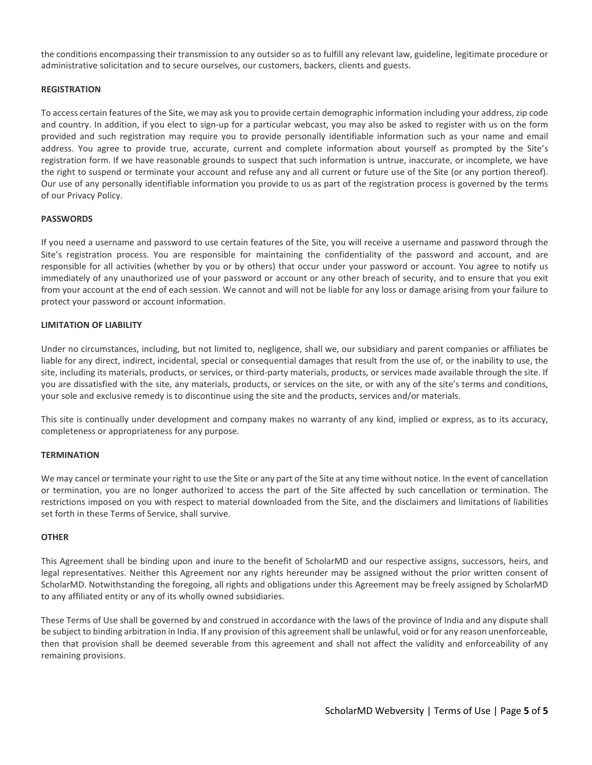the conditions encompassing their transmission to any outsider so as to fulfill any relevant law, guideline, legitimate procedure or administrative solicitation and to secure ourselves, our customers, backers, clients and guests.

**REGISTRATION**

To access certain features of the Site, we may ask you to provide certain demographic information including your address, zip code and country. In addition, if you elect to sign-up for a particular webcast, you may also be asked to register with us on the form provided and such registration may require you to provide personally identifiable information such as your name and email address. You agree to provide true, accurate, current and complete information about yourself as prompted by the Site's registration form. If we have reasonable grounds to suspect that such information is untrue, inaccurate, or incomplete, we have the right to suspend or terminate your account and refuse any and all current or future use of the Site (or any portion thereof). Our use of any personally identifiable information you provide to us as part of the registration process is governed by the terms of our Privacy Policy.

**PASSWORDS**

If you need a username and password to use certain features of the Site, you will receive a username and password through the Site's registration process. You are responsible for maintaining the confidentiality of the password and account, and are responsible for all activities (whether by you or by others) that occur under your password or account. You agree to notify us immediately of any unauthorized use of your password or account or any other breach of security, and to ensure that you exit from your account at the end of each session. We cannot and will not be liable for any loss or damage arising from your failure to protect your password or account information.

**LIMITATION OF LIABILITY**

Under no circumstances, including, but not limited to, negligence, shall we, our subsidiary and parent companies or affiliates be liable for any direct, indirect, incidental, special or consequential damages that result from the use of, or the inability to use, the site, including its materials, products, or services, or third-party materials, products, or services made available through the site. If you are dissatisfied with the site, any materials, products, or services on the site, or with any of the site's terms and conditions, your sole and exclusive remedy is to discontinue using the site and the products, services and/or materials.

This site is continually under development and company makes no warranty of any kind, implied or express, as to its accuracy, completeness or appropriateness for any purpose.

**TERMINATION**

We may cancel or terminate your right to use the Site or any part of the Site at any time without notice. In the event of cancellation or termination, you are no longer authorized to access the part of the Site affected by such cancellation or termination. The restrictions imposed on you with respect to material downloaded from the Site, and the disclaimers and limitations of liabilities set forth in these Terms of Service, shall survive.

**OTHER**

This Agreement shall be binding upon and inure to the benefit of ScholarMD and our respective assigns, successors, heirs, and legal representatives. Neither this Agreement nor any rights hereunder may be assigned without the prior written consent of ScholarMD. Notwithstanding the foregoing, all rights and obligations under this Agreement may be freely assigned by ScholarMD to any affiliated entity or any of its wholly owned subsidiaries.

These Terms of Use shall be governed by and construed in accordance with the laws of the province of India and any dispute shall be subject to binding arbitration in India. If any provision of this agreement shall be unlawful, void or for any reason unenforceable, then that provision shall be deemed severable from this agreement and shall not affect the validity and enforceability of any remaining provisions.